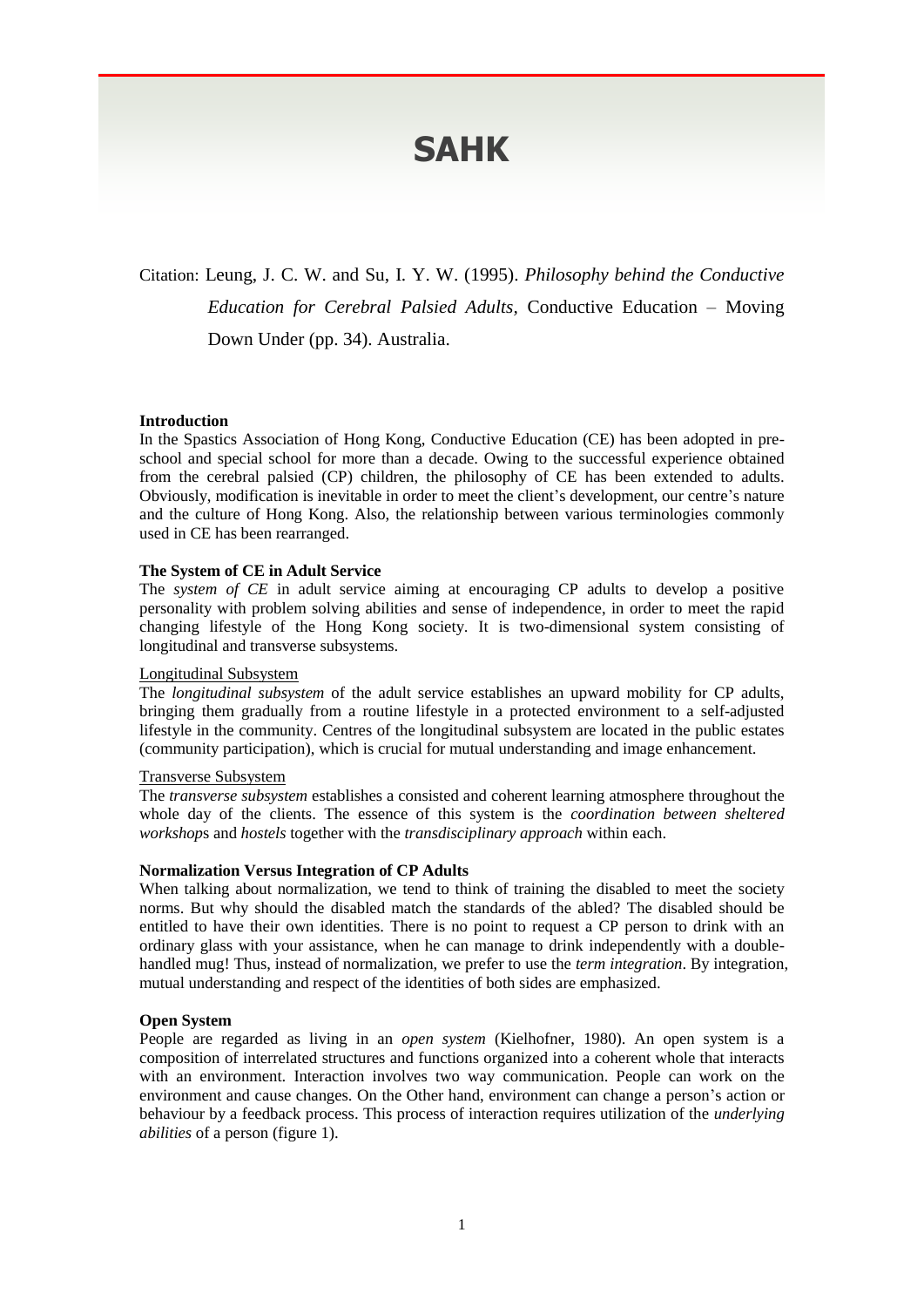# SAHK

Citation: Leung, J. C. W. and Su, I. Y. W. (1995). *Philosophy behind the Conductive Education for Cerebral Palsied Adults*, Conductive Education – Moving Down Under (pp. 34). Australia.

**Introduction**

In the Spastics Association of Hong Kong, Conductive Education (CE) has been adopted in pre-school and special school for more than a decade. Owing to the successful experience obtained from the cerebral palsied (CP) children, the philosophy of CE has been extended to adults. Obviously, modification is inevitable in order to meet the client's development, our centre's nature and the culture of Hong Kong. Also, the relationship between various terminologies commonly used in CE has been rearranged.

**The System of CE in Adult Service**

The *system of CE* in adult service aiming at encouraging CP adults to develop a positive personality with problem solving abilities and sense of independence, in order to meet the rapid changing lifestyle of the Hong Kong society. It is two-dimensional system consisting of longitudinal and transverse subsystems.

Longitudinal Subsystem

The *longitudinal subsystem* of the adult service establishes an upward mobility for CP adults, bringing them gradually from a routine lifestyle in a protected environment to a self-adjusted lifestyle in the community. Centres of the longitudinal subsystem are located in the public estates (community participation), which is crucial for mutual understanding and image enhancement.

Transverse Subsystem

The *transverse subsystem* establishes a consisted and coherent learning atmosphere throughout the whole day of the clients. The essence of this system is the *coordination between sheltered workshops* and *hostels* together with the *transdisciplinary approach* within each.

**Normalization Versus Integration of CP Adults**

When talking about normalization, we tend to think of training the disabled to meet the society norms. But why should the disabled match the standards of the abled? The disabled should be entitled to have their own identities. There is no point to request a CP person to drink with an ordinary glass with your assistance, when he can manage to drink independently with a double-handled mug! Thus, instead of normalization, we prefer to use the *term integration*. By integration, mutual understanding and respect of the identities of both sides are emphasized.

**Open System**

People are regarded as living in an *open system* (Kielhofner, 1980). An open system is a composition of interrelated structures and functions organized into a coherent whole that interacts with an environment. Interaction involves two way communication. People can work on the environment and cause changes. On the Other hand, environment can change a person's action or behaviour by a feedback process. This process of interaction requires utilization of the *underlying abilities* of a person (figure 1).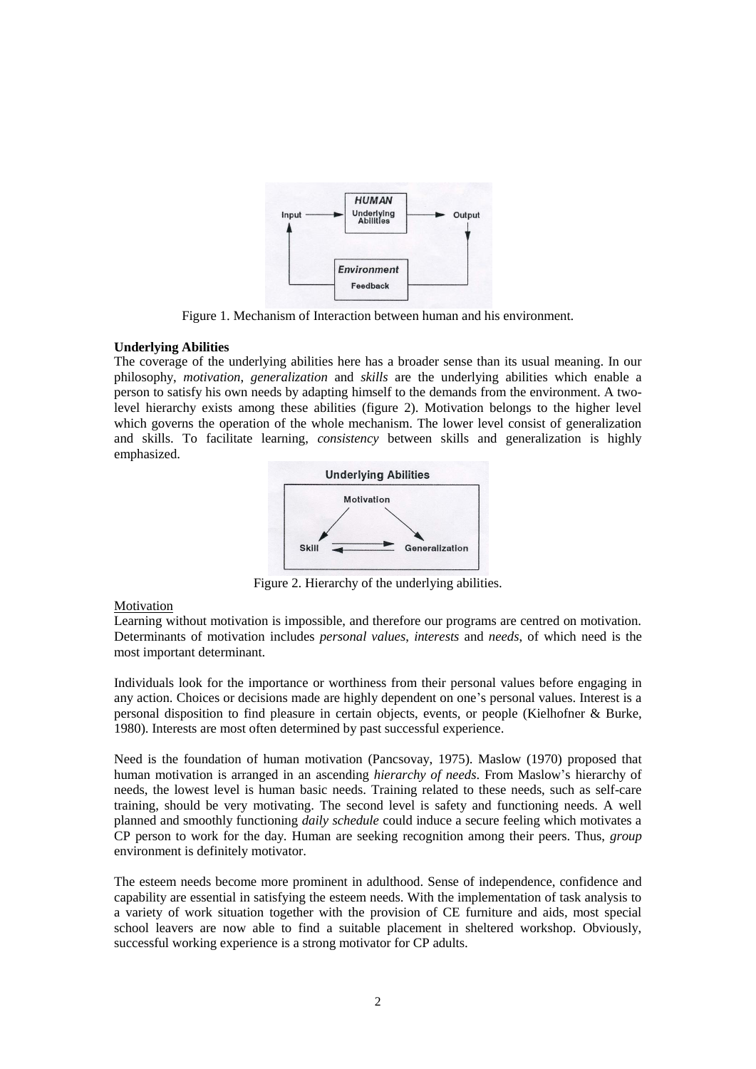Figure 1. Mechanism of Interaction between human and his environment.

**Underlying Abilities**

The coverage of the underlying abilities here has a broader sense than its usual meaning. In our philosophy, *motivation*, *generalization* and *skills* are the underlying abilities which enable a person to satisfy his own needs by adapting himself to the demands from the environment. A two-level hierarchy exists among these abilities (figure 2). Motivation belongs to the higher level which governs the operation of the whole mechanism. The lower level consist of generalization and skills. To facilitate learning, *consistency* between skills and generalization is highly emphasized.

Figure 2. Hierarchy of the underlying abilities.

Motivation

Learning without motivation is impossible, and therefore our programs are centred on motivation. Determinants of motivation includes *personal values*, *interests* and *needs*, of which need is the most important determinant.

Individuals look for the importance or worthiness from their personal values before engaging in any action. Choices or decisions made are highly dependent on one's personal values. Interest is a personal disposition to find pleasure in certain objects, events, or people (Kielhofner & Burke, 1980). Interests are most often determined by past successful experience.

Need is the foundation of human motivation (Pancsovay, 1975). Maslow (1970) proposed that human motivation is arranged in an ascending *hierarchy of needs*. From Maslow's hierarchy of needs, the lowest level is human basic needs. Training related to these needs, such as self-care training, should be very motivating. The second level is safety and functioning needs. A well planned and smoothly functioning *daily schedule* could induce a secure feeling which motivates a CP person to work for the day. Human are seeking recognition among their peers. Thus, *group* environment is definitely motivator.

The esteem needs become more prominent in adulthood. Sense of independence, confidence and capability are essential in satisfying the esteem needs. With the implementation of task analysis to a variety of work situation together with the provision of CE furniture and aids, most special school leavers are now able to find a suitable placement in sheltered workshop. Obviously, successful working experience is a strong motivator for CP adults.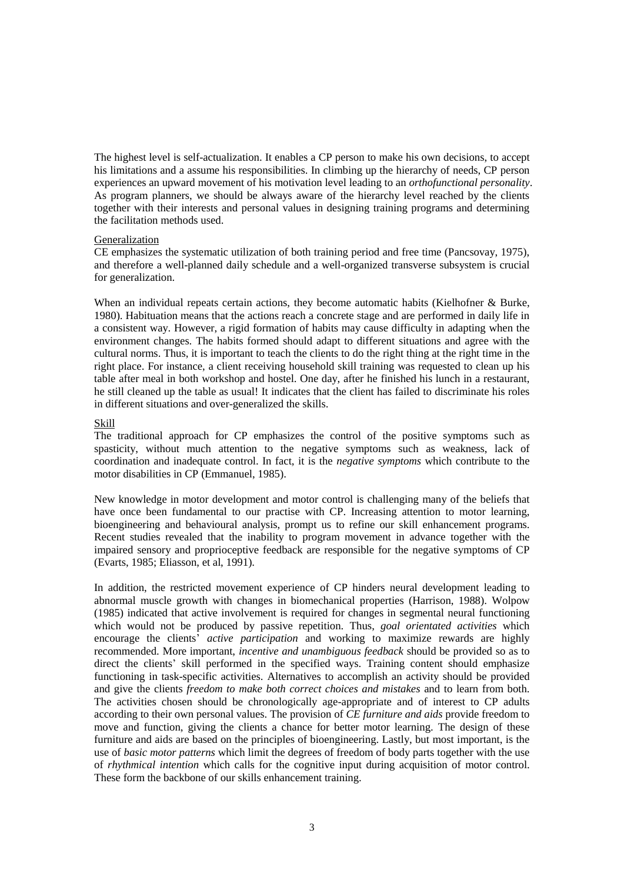The highest level is self-actualization. It enables a CP person to make his own decisions, to accept his limitations and a assume his responsibilities. In climbing up the hierarchy of needs, CP person experiences an upward movement of his motivation level leading to an *orthofunctional personality*. As program planners, we should be always aware of the hierarchy level reached by the clients together with their interests and personal values in designing training programs and determining the facilitation methods used.

### Generalization

CE emphasizes the systematic utilization of both training period and free time (Pancsovay, 1975), and therefore a well-planned daily schedule and a well-organized transverse subsystem is crucial for generalization.

When an individual repeats certain actions, they become automatic habits (Kielhofner & Burke, 1980). Habituation means that the actions reach a concrete stage and are performed in daily life in a consistent way. However, a rigid formation of habits may cause difficulty in adapting when the environment changes. The habits formed should adapt to different situations and agree with the cultural norms. Thus, it is important to teach the clients to do the right thing at the right time in the right place. For instance, a client receiving household skill training was requested to clean up his table after meal in both workshop and hostel. One day, after he finished his lunch in a restaurant, he still cleaned up the table as usual! It indicates that the client has failed to discriminate his roles in different situations and over-generalized the skills.

### Skill

The traditional approach for CP emphasizes the control of the positive symptoms such as spasticity, without much attention to the negative symptoms such as weakness, lack of coordination and inadequate control. In fact, it is the *negative symptoms* which contribute to the motor disabilities in CP (Emmanuel, 1985).

New knowledge in motor development and motor control is challenging many of the beliefs that have once been fundamental to our practise with CP. Increasing attention to motor learning, bioengineering and behavioural analysis, prompt us to refine our skill enhancement programs. Recent studies revealed that the inability to program movement in advance together with the impaired sensory and proprioceptive feedback are responsible for the negative symptoms of CP (Evarts, 1985; Eliasson, et al, 1991).

In addition, the restricted movement experience of CP hinders neural development leading to abnormal muscle growth with changes in biomechanical properties (Harrison, 1988). Wolpow (1985) indicated that active involvement is required for changes in segmental neural functioning which would not be produced by passive repetition. Thus, *goal orientated activities* which encourage the clients' *active participation* and working to maximize rewards are highly recommended. More important, *incentive and unambiguous feedback* should be provided so as to direct the clients' skill performed in the specified ways. Training content should emphasize functioning in task-specific activities. Alternatives to accomplish an activity should be provided and give the clients *freedom to make both correct choices and mistakes* and to learn from both. The activities chosen should be chronologically age-appropriate and of interest to CP adults according to their own personal values. The provision of *CE furniture and aids* provide freedom to move and function, giving the clients a chance for better motor learning. The design of these furniture and aids are based on the principles of bioengineering. Lastly, but most important, is the use of *basic motor patterns* which limit the degrees of freedom of body parts together with the use of *rhythmical intention* which calls for the cognitive input during acquisition of motor control. These form the backbone of our skills enhancement training.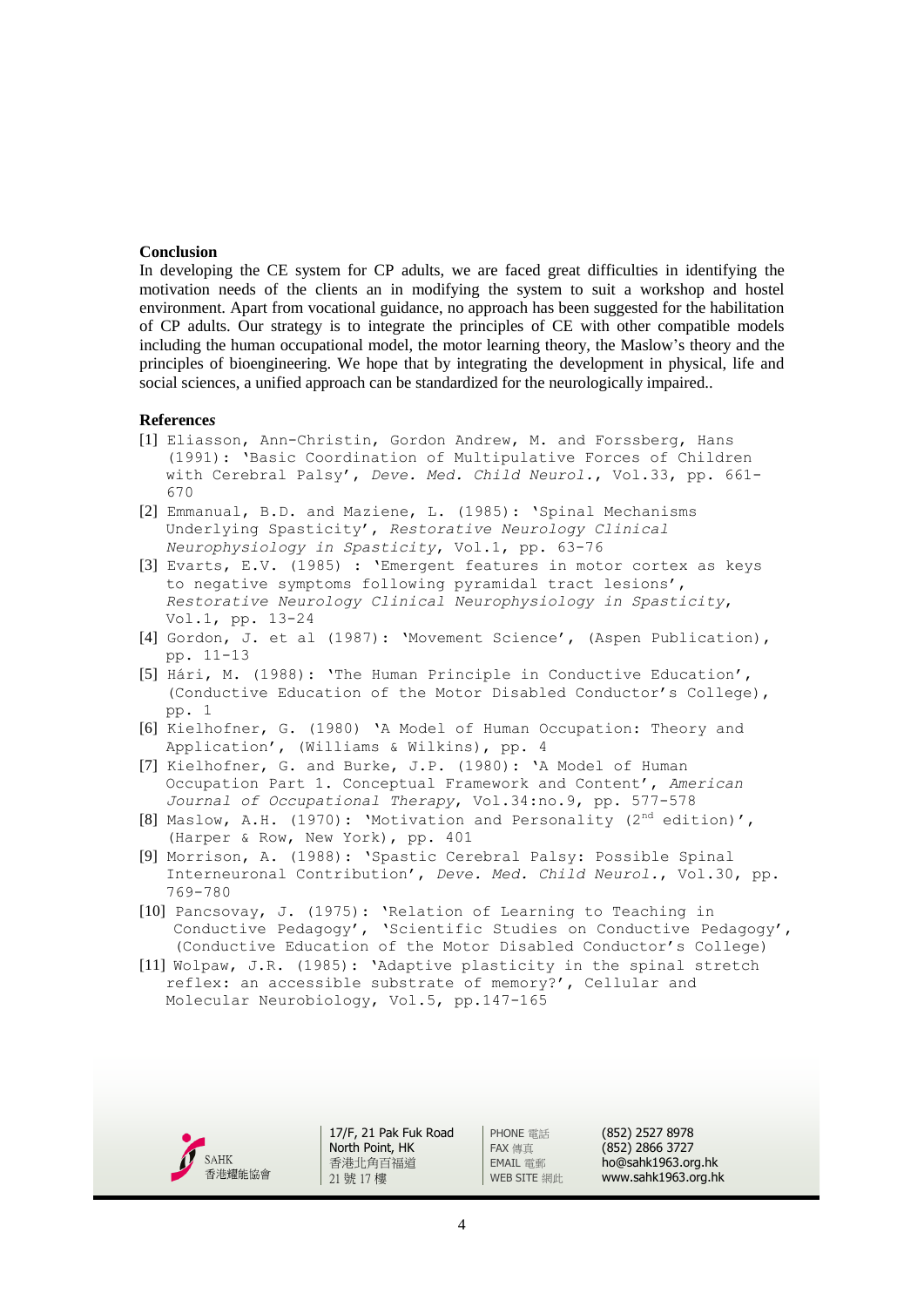**Conclusion**

In developing the CE system for CP adults, we are faced great difficulties in identifying the motivation needs of the clients an in modifying the system to suit a workshop and hostel environment. Apart from vocational guidance, no approach has been suggested for the habilitation of CP adults. Our strategy is to integrate the principles of CE with other compatible models including the human occupational model, the motor learning theory, the Maslow's theory and the principles of bioengineering. We hope that by integrating the development in physical, life and social sciences, a unified approach can be standardized for the neurologically impaired..

**References**

[1] Eliasson, Ann-Christin, Gordon Andrew, M. and Forssberg, Hans (1991): 'Basic Coordination of Multipulative Forces of Children with Cerebral Palsy', *Deve. Med. Child Neurol.*, Vol.33, pp. 661-670

[2] Emmanual, B.D. and Maziene, L. (1985): 'Spinal Mechanisms Underlying Spasticity', *Restorative Neurology Clinical Neurophysiology in Spasticity*, Vol.1, pp. 63-76

[3] Evarts, E.V. (1985) : 'Emergent features in motor cortex as keys to negative symptoms following pyramidal tract lesions', *Restorative Neurology Clinical Neurophysiology in Spasticity*, Vol.1, pp. 13-24

[4] Gordon, J. et al (1987): 'Movement Science', (Aspen Publication), pp. 11-13

[5] Hári, M. (1988): 'The Human Principle in Conductive Education', (Conductive Education of the Motor Disabled Conductor's College), pp. 1

[6] Kielhofner, G. (1980) 'A Model of Human Occupation: Theory and Application', (Williams & Wilkins), pp. 4

[7] Kielhofner, G. and Burke, J.P. (1980): 'A Model of Human Occupation Part 1. Conceptual Framework and Content', *American Journal of Occupational Therapy*, Vol.34:no.9, pp. 577-578

[8] Maslow, A.H. (1970): 'Motivation and Personality (2nd edition)', (Harper & Row, New York), pp. 401

[9] Morrison, A. (1988): 'Spastic Cerebral Palsy: Possible Spinal Interneuronal Contribution', *Deve. Med. Child Neurol.*, Vol.30, pp. 769-780

[10] Pancsovay, J. (1975): 'Relation of Learning to Teaching in Conductive Pedagogy', 'Scientific Studies on Conductive Pedagogy', (Conductive Education of the Motor Disabled Conductor's College)

[11] Wolpaw, J.R. (1985): 'Adaptive plasticity in the spinal stretch reflex: an accessible substrate of memory?', Cellular and Molecular Neurobiology, Vol.5, pp.147-165